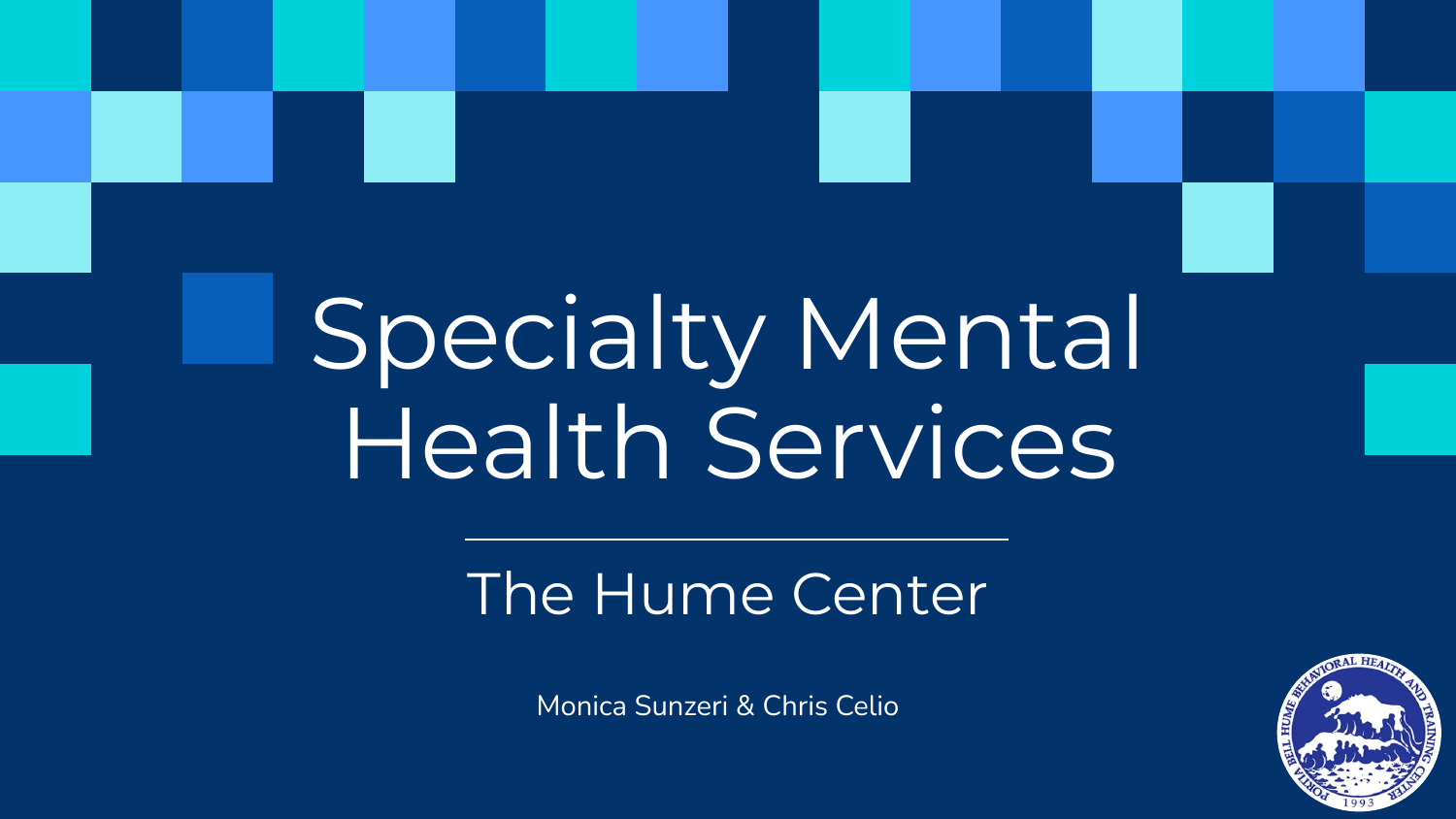# Specialty Mental Health Services

## The Hume Center

Monica Sunzeri & Chris Celio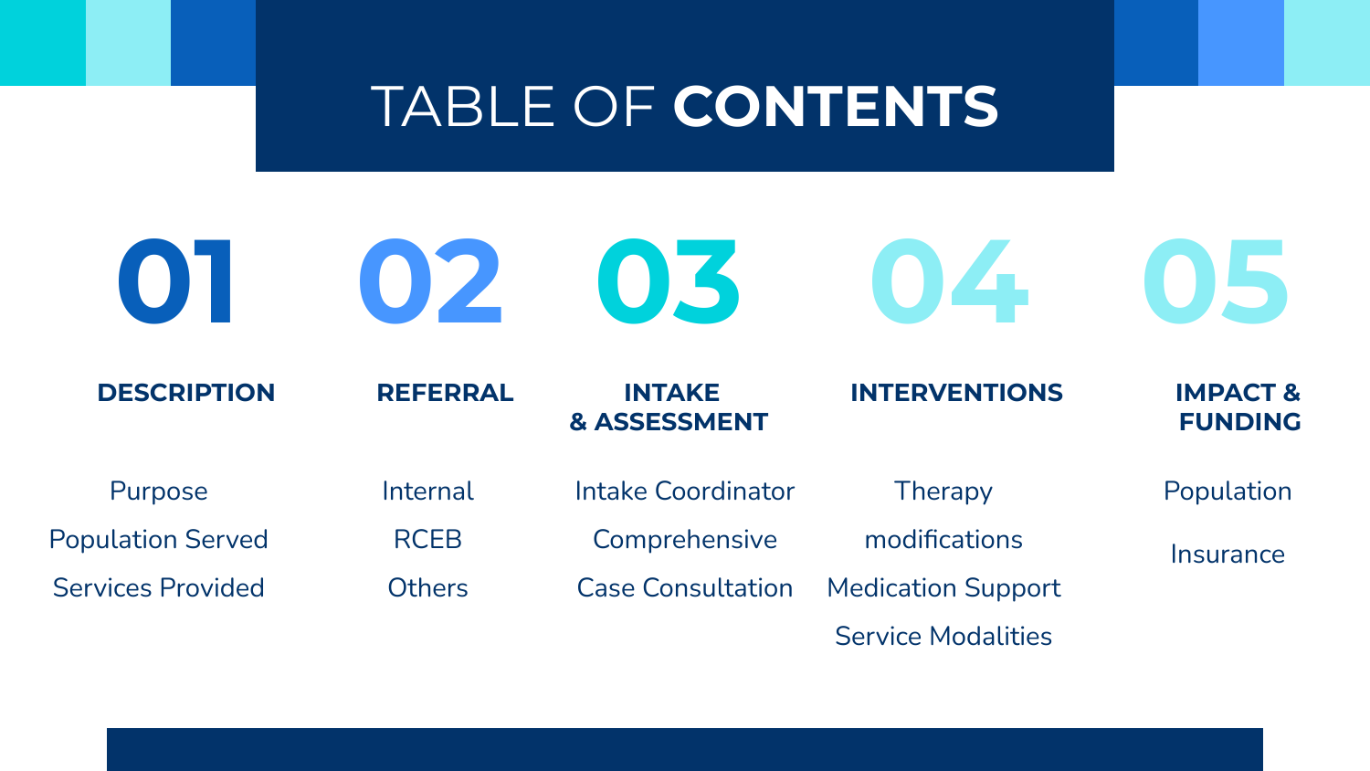# TABLE OF **CONTENTS**

## 01 DESCRIPTION

- Purpose
- Population Served
- Services Provided

## 02 REFERRAL

- Internal
- RCEB
- Others

## 03 INTAKE & ASSESSMENT

- Intake Coordinator
- Comprehensive
- Case Consultation

## 04 INTERVENTIONS

- Therapy
- modifications
- Medication Support
- Service Modalities

## 05 IMPACT & FUNDING

- Population
- Insurance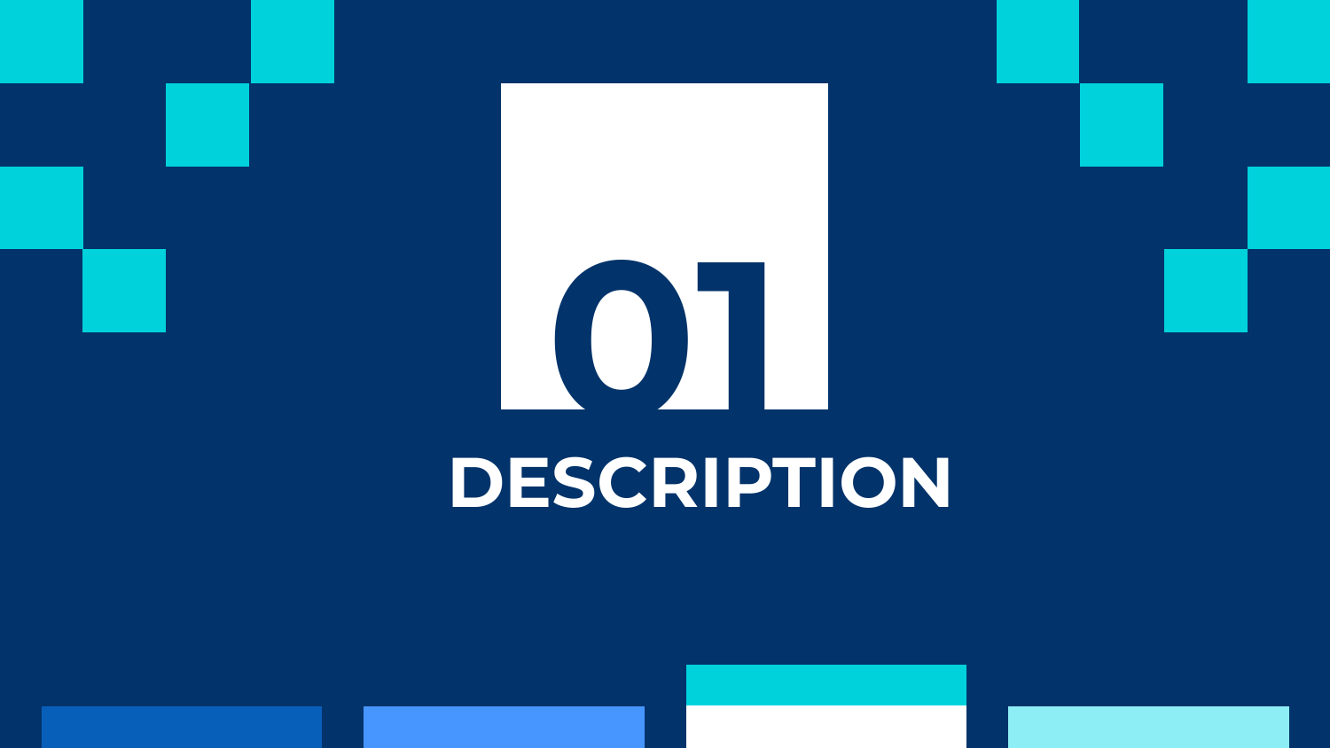# 01

# DESCRIPTION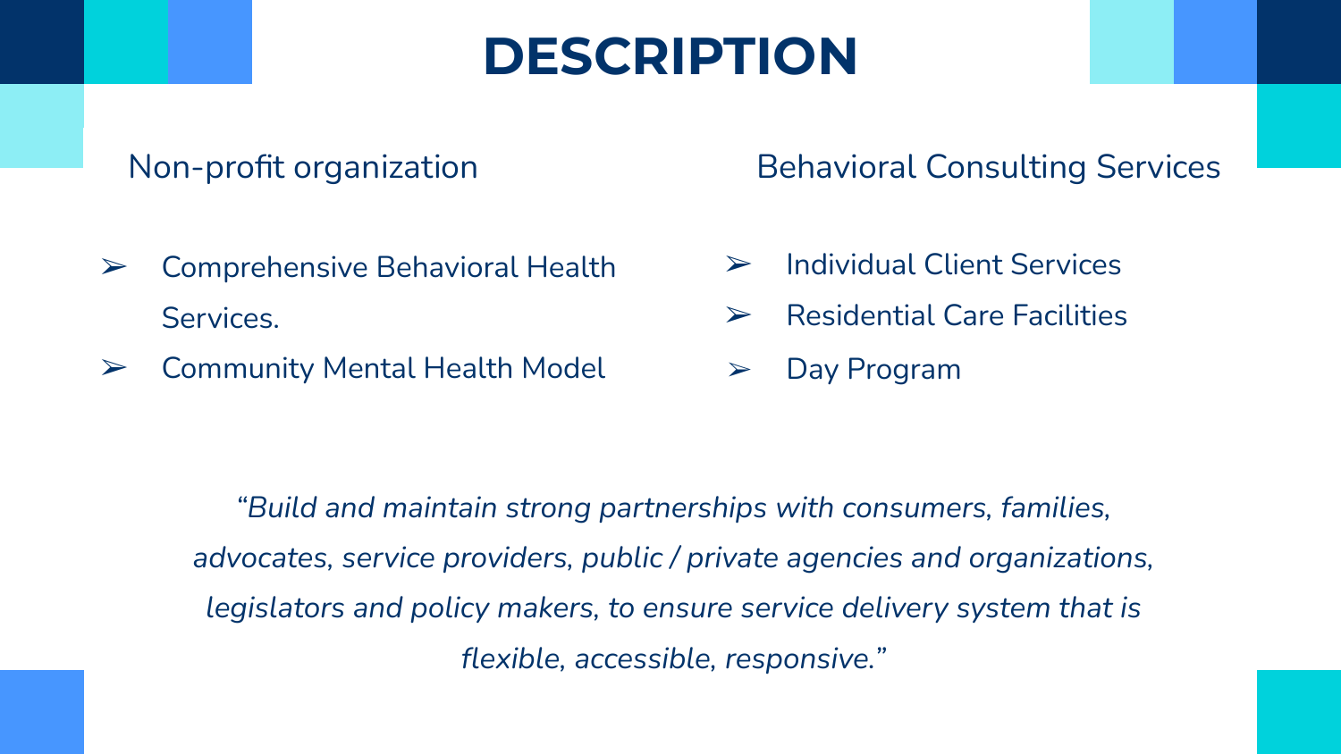# DESCRIPTION

Non-profit organization

- Comprehensive Behavioral Health Services.
- Community Mental Health Model

Behavioral Consulting Services

- Individual Client Services
- Residential Care Facilities
- Day Program

*"Build and maintain strong partnerships with consumers, families, advocates, service providers, public / private agencies and organizations, legislators and policy makers, to ensure service delivery system that is flexible, accessible, responsive."*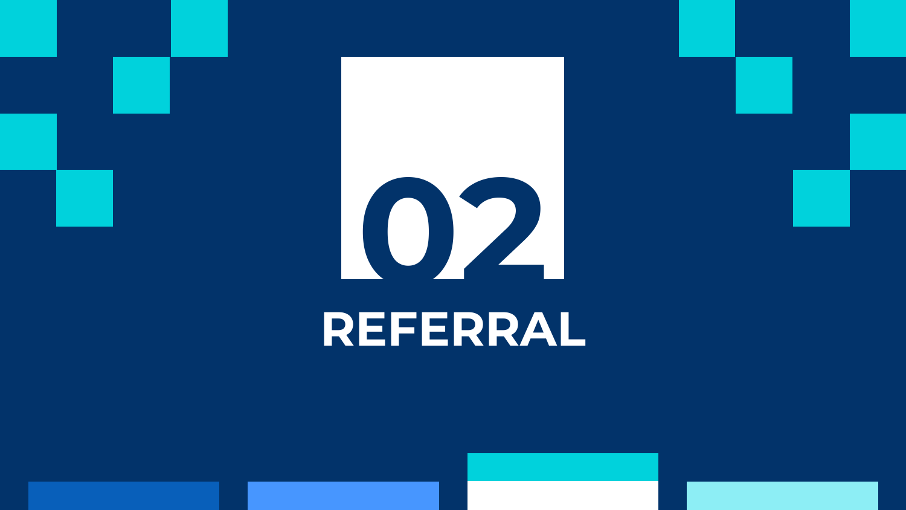# 02

# REFERRAL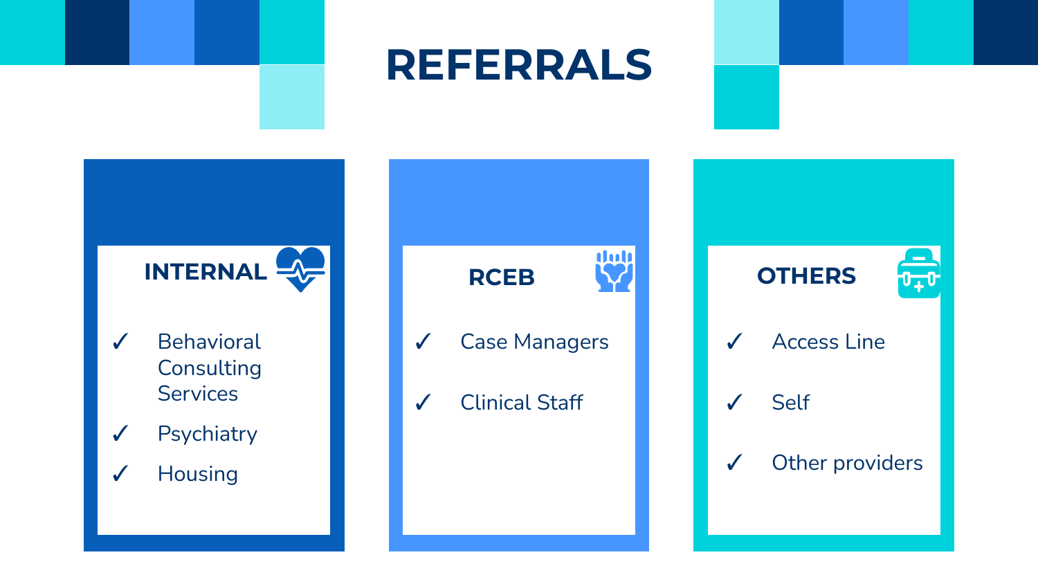# REFERRALS

## INTERNAL

- ✓ Behavioral Consulting Services
- ✓ Psychiatry
- ✓ Housing

## RCEB

- ✓ Case Managers
- ✓ Clinical Staff

## OTHERS

- ✓ Access Line
- ✓ Self
- ✓ Other providers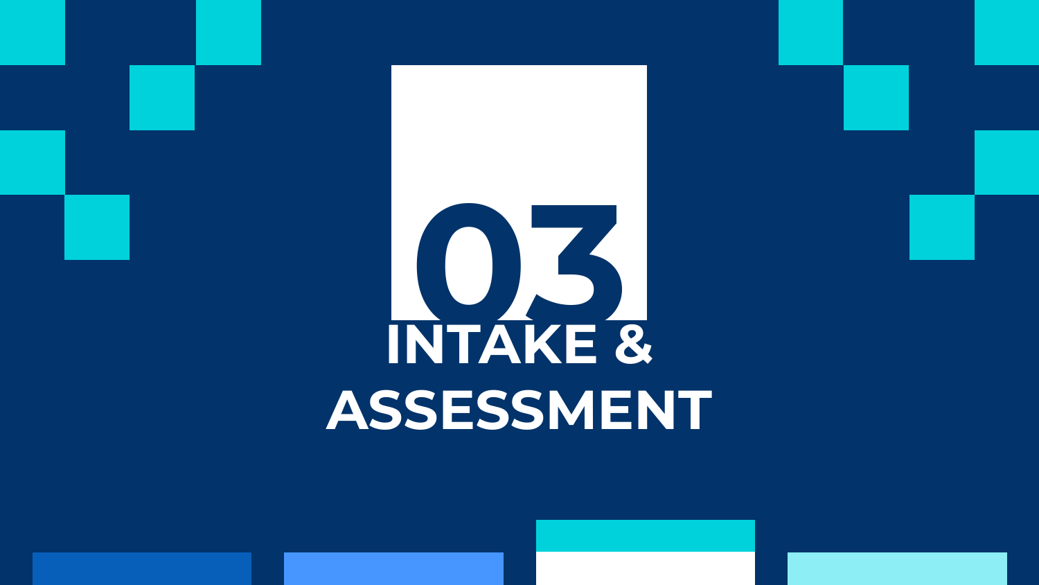# 03

# INTAKE & ASSESSMENT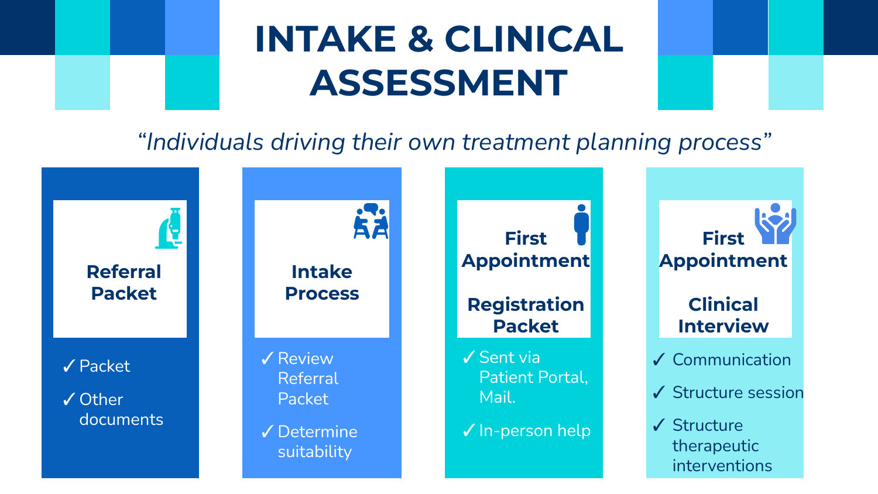# INTAKE & CLINICAL ASSESSMENT

*"Individuals driving their own treatment planning process"*

### Referral Packet

- ✓ Packet
- ✓ Other documents

### Intake Process

- ✓ Review Referral Packet
- ✓ Determine suitability

### First Appointment

### Registration Packet

- ✓ Sent via Patient Portal, Mail.
- ✓ In-person help

### First Appointment

### Clinical Interview

- ✓ Communication
- ✓ Structure session
- ✓ Structure therapeutic interventions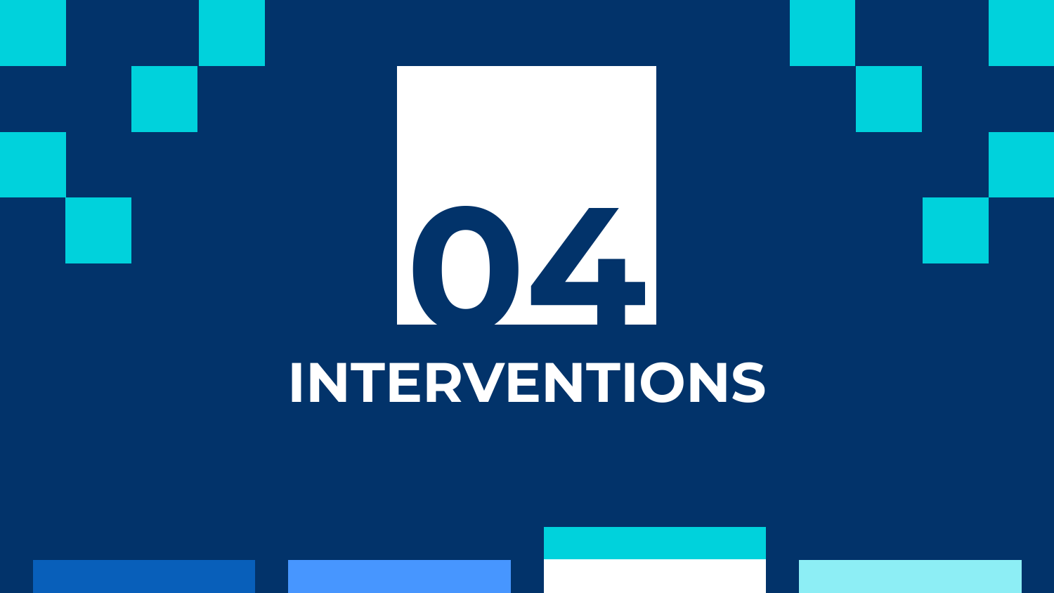# 04

# INTERVENTIONS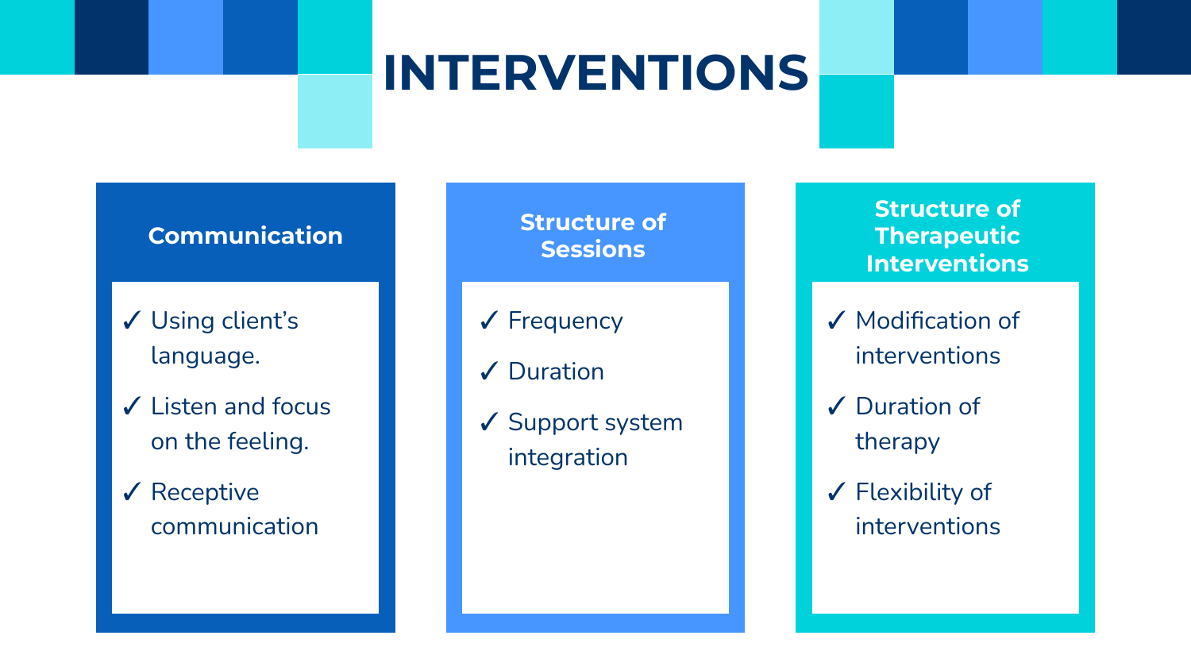# INTERVENTIONS

## Communication

- ✓ Using client's language.
- ✓ Listen and focus on the feeling.
- ✓ Receptive communication

## Structure of Sessions

- ✓ Frequency
- ✓ Duration
- ✓ Support system integration

## Structure of Therapeutic Interventions

- ✓ Modification of interventions
- ✓ Duration of therapy
- ✓ Flexibility of interventions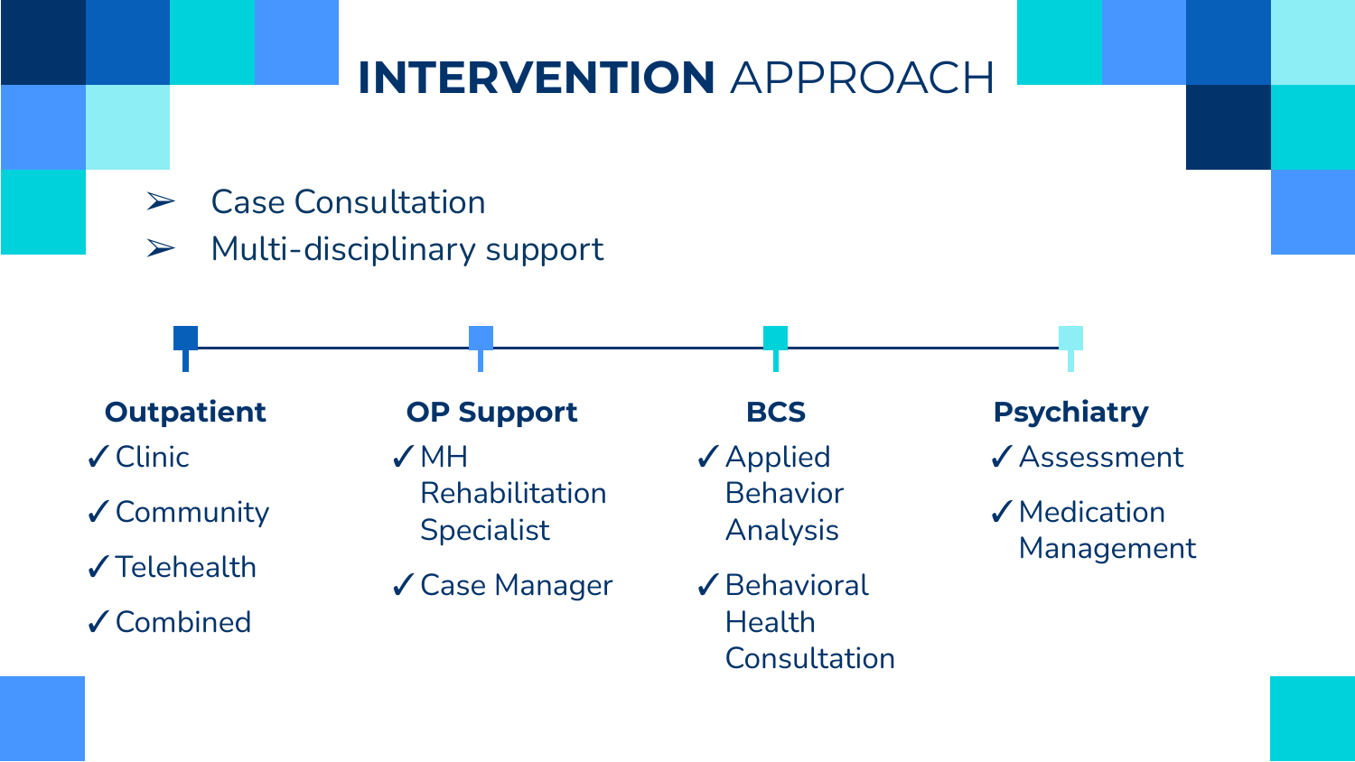# **INTERVENTION** APPROACH

- ➢ Case Consultation
- ➢ Multi-disciplinary support

**Outpatient**

- ✓ Clinic
- ✓ Community
- ✓ Telehealth
- ✓ Combined

**OP Support**

- ✓ MH Rehabilitation Specialist
- ✓ Case Manager

**BCS**

- ✓ Applied Behavior Analysis
- ✓ Behavioral Health Consultation

**Psychiatry**

- ✓ Assessment
- ✓ Medication Management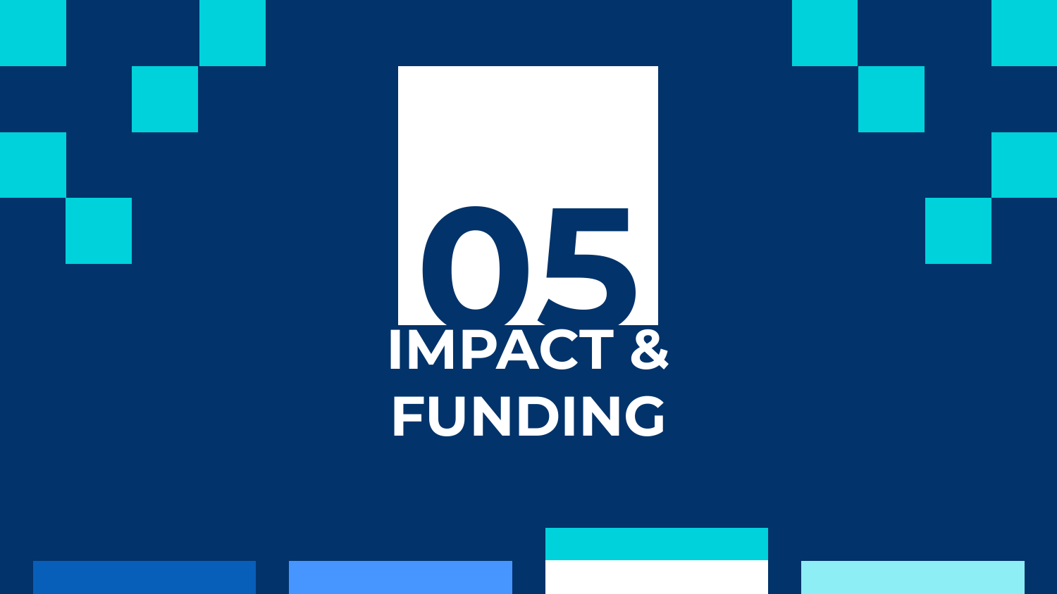# 05

# IMPACT & FUNDING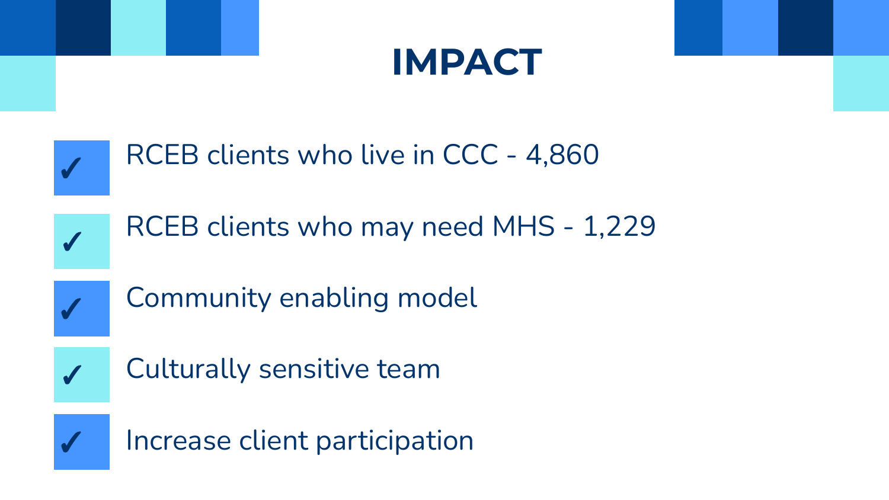# IMPACT

- ✓ RCEB clients who live in CCC - 4,860
- ✓ RCEB clients who may need MHS - 1,229
- ✓ Community enabling model
- ✓ Culturally sensitive team
- ✓ Increase client participation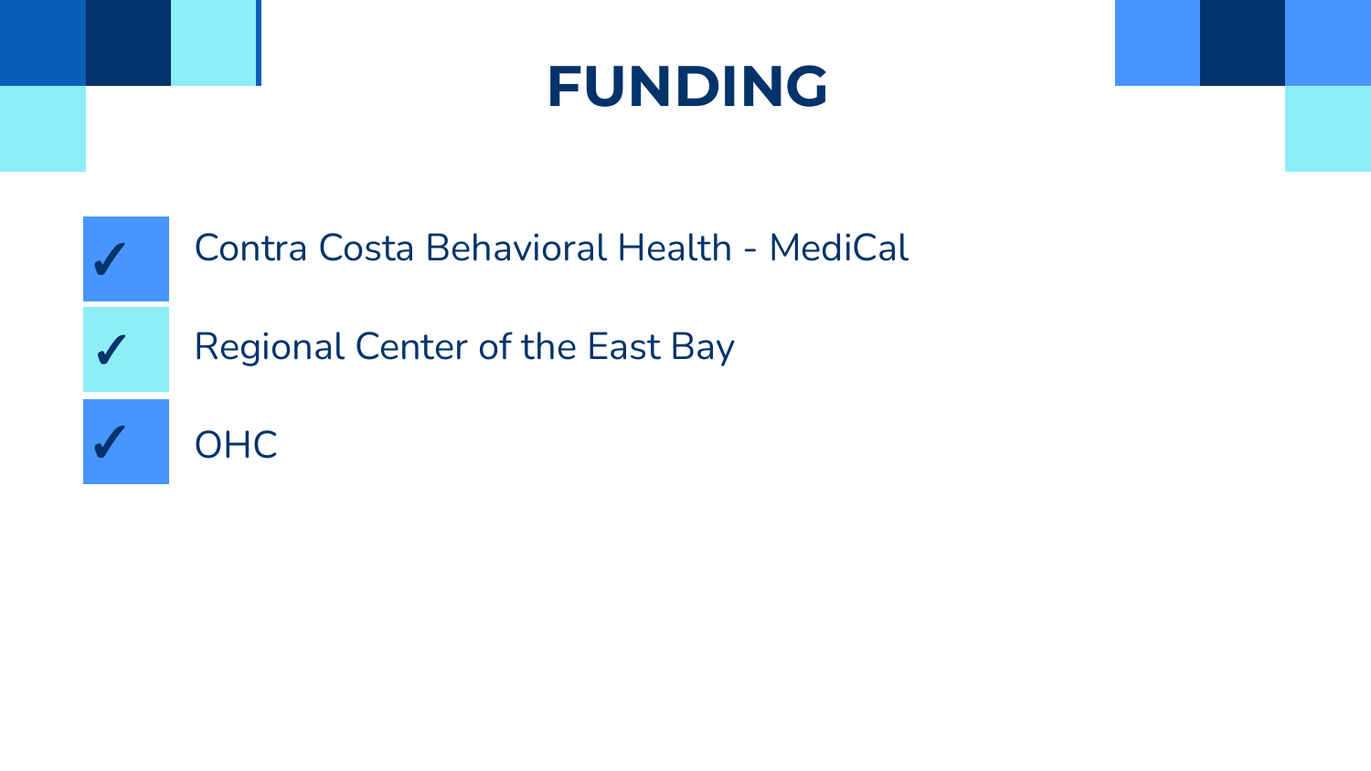# FUNDING

- ✓ Contra Costa Behavioral Health - MediCal
- ✓ Regional Center of the East Bay
- ✓ OHC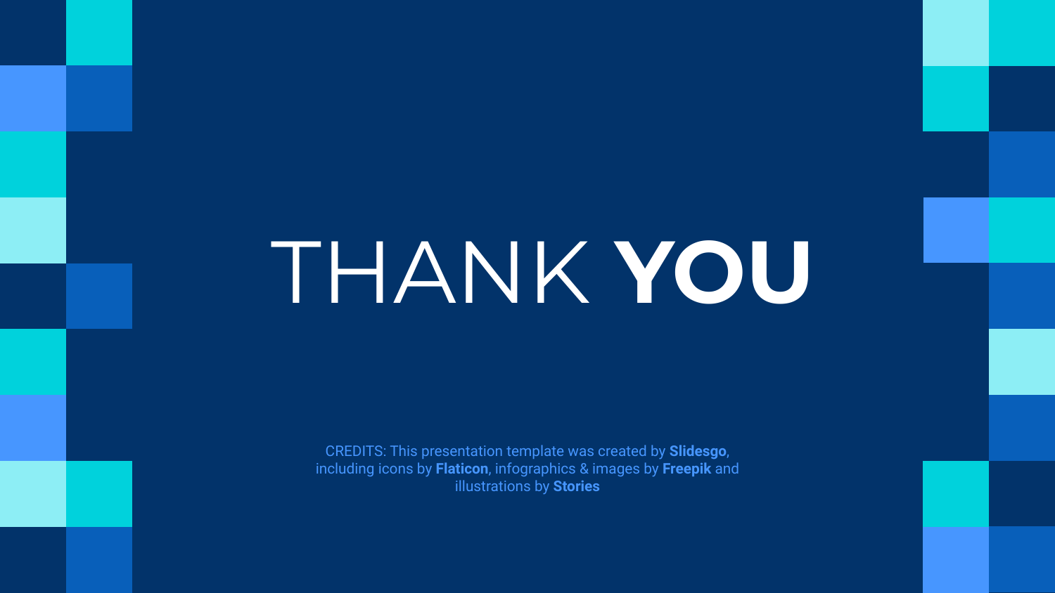# THANK **YOU**

CREDITS: This presentation template was created by **Slidesgo**, including icons by **Flaticon**, infographics & images by **Freepik** and illustrations by **Stories**